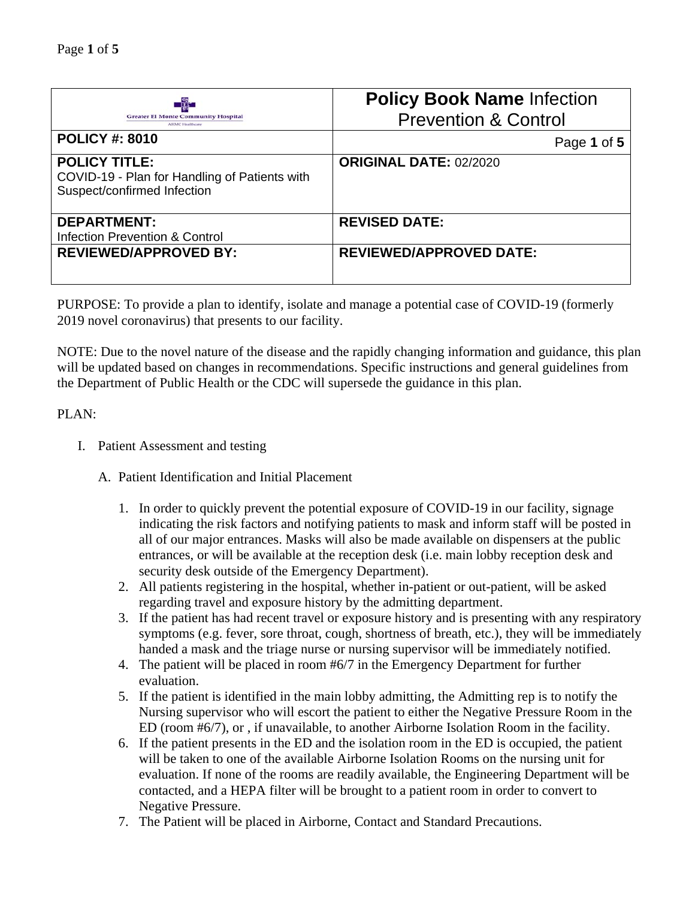| Greater El Monte Community Hospital AHMC Healthcare | **Policy Book Name** Infection Prevention & Control |
|---|---|
| **POLICY #: 8010** | |
| **POLICY TITLE:** COVID-19 - Plan for Handling of Patients with Suspect/confirmed Infection | **ORIGINAL DATE:** 02/2020 |
| **DEPARTMENT:** Infection Prevention & Control | **REVISED DATE:** |
| **REVIEWED/APPROVED BY:** | **REVIEWED/APPROVED DATE:** |

PURPOSE: To provide a plan to identify, isolate and manage a potential case of COVID-19 (formerly 2019 novel coronavirus) that presents to our facility.

NOTE: Due to the novel nature of the disease and the rapidly changing information and guidance, this plan will be updated based on changes in recommendations. Specific instructions and general guidelines from the Department of Public Health or the CDC will supersede the guidance in this plan.

PLAN:

I. Patient Assessment and testing

   A. Patient Identification and Initial Placement

      1. In order to quickly prevent the potential exposure of COVID-19 in our facility, signage indicating the risk factors and notifying patients to mask and inform staff will be posted in all of our major entrances. Masks will also be made available on dispensers at the public entrances, or will be available at the reception desk (i.e. main lobby reception desk and security desk outside of the Emergency Department).
      2. All patients registering in the hospital, whether in-patient or out-patient, will be asked regarding travel and exposure history by the admitting department.
      3. If the patient has had recent travel or exposure history and is presenting with any respiratory symptoms (e.g. fever, sore throat, cough, shortness of breath, etc.), they will be immediately handed a mask and the triage nurse or nursing supervisor will be immediately notified.
      4. The patient will be placed in room #6/7 in the Emergency Department for further evaluation.
      5. If the patient is identified in the main lobby admitting, the Admitting rep is to notify the Nursing supervisor who will escort the patient to either the Negative Pressure Room in the ED (room #6/7), or , if unavailable, to another Airborne Isolation Room in the facility.
      6. If the patient presents in the ED and the isolation room in the ED is occupied, the patient will be taken to one of the available Airborne Isolation Rooms on the nursing unit for evaluation. If none of the rooms are readily available, the Engineering Department will be contacted, and a HEPA filter will be brought to a patient room in order to convert to Negative Pressure.
      7. The Patient will be placed in Airborne, Contact and Standard Precautions.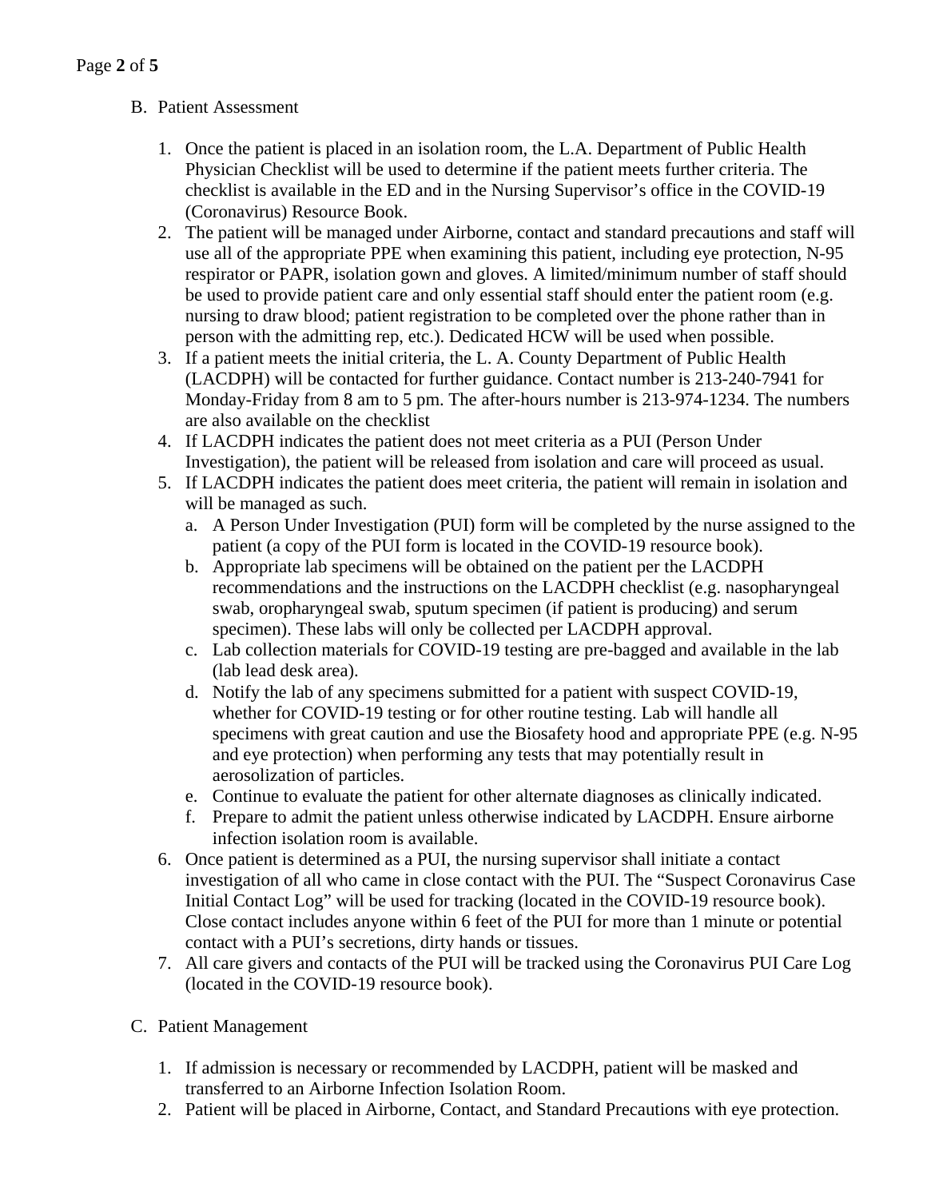B. Patient Assessment

1. Once the patient is placed in an isolation room, the L.A. Department of Public Health Physician Checklist will be used to determine if the patient meets further criteria. The checklist is available in the ED and in the Nursing Supervisor's office in the COVID-19 (Coronavirus) Resource Book.
2. The patient will be managed under Airborne, contact and standard precautions and staff will use all of the appropriate PPE when examining this patient, including eye protection, N-95 respirator or PAPR, isolation gown and gloves. A limited/minimum number of staff should be used to provide patient care and only essential staff should enter the patient room (e.g. nursing to draw blood; patient registration to be completed over the phone rather than in person with the admitting rep, etc.). Dedicated HCW will be used when possible.
3. If a patient meets the initial criteria, the L. A. County Department of Public Health (LACDPH) will be contacted for further guidance. Contact number is 213-240-7941 for Monday-Friday from 8 am to 5 pm. The after-hours number is 213-974-1234. The numbers are also available on the checklist
4. If LACDPH indicates the patient does not meet criteria as a PUI (Person Under Investigation), the patient will be released from isolation and care will proceed as usual.
5. If LACDPH indicates the patient does meet criteria, the patient will remain in isolation and will be managed as such.
   a. A Person Under Investigation (PUI) form will be completed by the nurse assigned to the patient (a copy of the PUI form is located in the COVID-19 resource book).
   b. Appropriate lab specimens will be obtained on the patient per the LACDPH recommendations and the instructions on the LACDPH checklist (e.g. nasopharyngeal swab, oropharyngeal swab, sputum specimen (if patient is producing) and serum specimen). These labs will only be collected per LACDPH approval.
   c. Lab collection materials for COVID-19 testing are pre-bagged and available in the lab (lab lead desk area).
   d. Notify the lab of any specimens submitted for a patient with suspect COVID-19, whether for COVID-19 testing or for other routine testing. Lab will handle all specimens with great caution and use the Biosafety hood and appropriate PPE (e.g. N-95 and eye protection) when performing any tests that may potentially result in aerosolization of particles.
   e. Continue to evaluate the patient for other alternate diagnoses as clinically indicated.
   f. Prepare to admit the patient unless otherwise indicated by LACDPH. Ensure airborne infection isolation room is available.
6. Once patient is determined as a PUI, the nursing supervisor shall initiate a contact investigation of all who came in close contact with the PUI. The "Suspect Coronavirus Case Initial Contact Log" will be used for tracking (located in the COVID-19 resource book). Close contact includes anyone within 6 feet of the PUI for more than 1 minute or potential contact with a PUI's secretions, dirty hands or tissues.
7. All care givers and contacts of the PUI will be tracked using the Coronavirus PUI Care Log (located in the COVID-19 resource book).

C. Patient Management

1. If admission is necessary or recommended by LACDPH, patient will be masked and transferred to an Airborne Infection Isolation Room.
2. Patient will be placed in Airborne, Contact, and Standard Precautions with eye protection.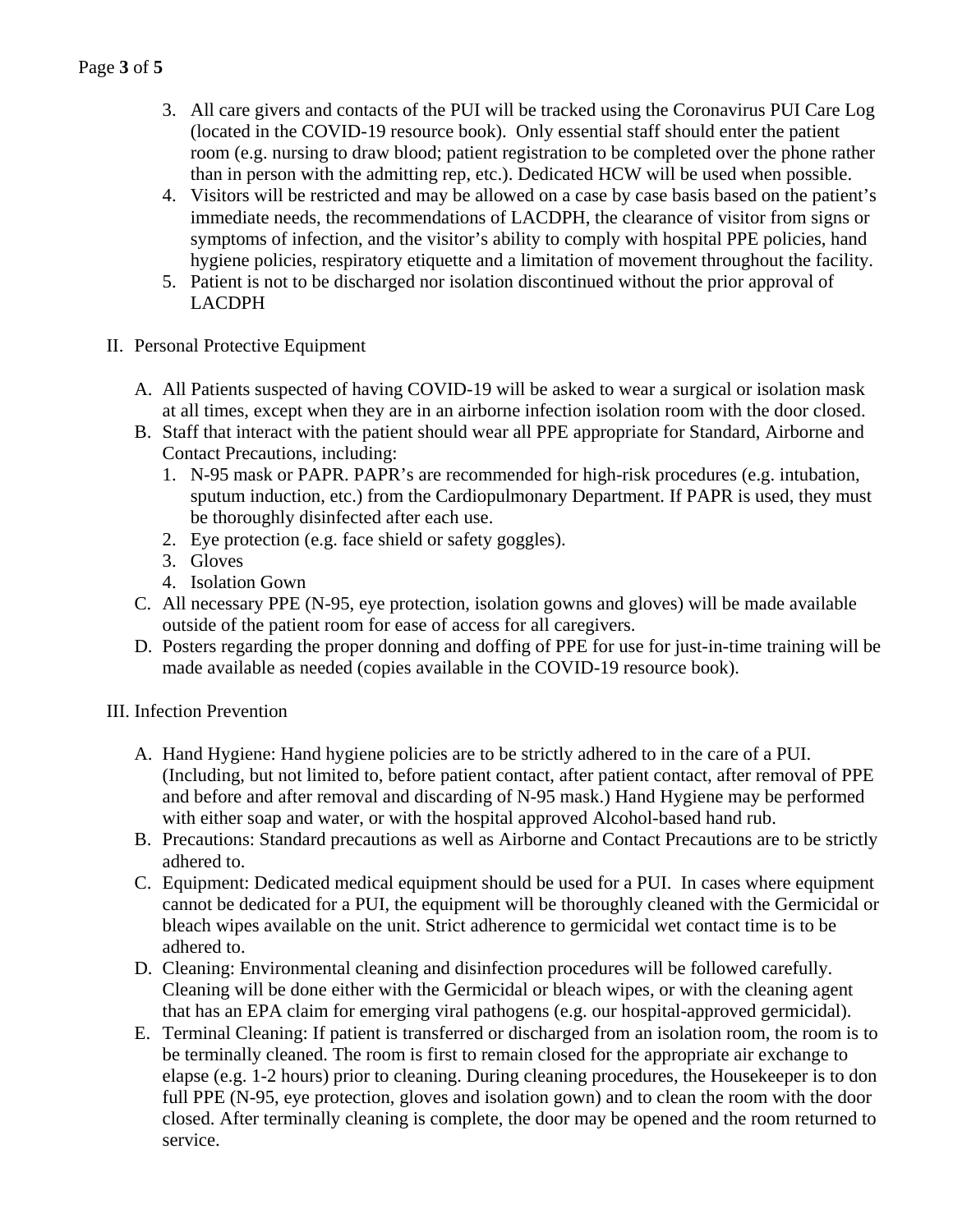3. All care givers and contacts of the PUI will be tracked using the Coronavirus PUI Care Log (located in the COVID-19 resource book). Only essential staff should enter the patient room (e.g. nursing to draw blood; patient registration to be completed over the phone rather than in person with the admitting rep, etc.). Dedicated HCW will be used when possible.
4. Visitors will be restricted and may be allowed on a case by case basis based on the patient's immediate needs, the recommendations of LACDPH, the clearance of visitor from signs or symptoms of infection, and the visitor's ability to comply with hospital PPE policies, hand hygiene policies, respiratory etiquette and a limitation of movement throughout the facility.
5. Patient is not to be discharged nor isolation discontinued without the prior approval of LACDPH

II. Personal Protective Equipment

A. All Patients suspected of having COVID-19 will be asked to wear a surgical or isolation mask at all times, except when they are in an airborne infection isolation room with the door closed.
B. Staff that interact with the patient should wear all PPE appropriate for Standard, Airborne and Contact Precautions, including:
   1. N-95 mask or PAPR. PAPR's are recommended for high-risk procedures (e.g. intubation, sputum induction, etc.) from the Cardiopulmonary Department. If PAPR is used, they must be thoroughly disinfected after each use.
   2. Eye protection (e.g. face shield or safety goggles).
   3. Gloves
   4. Isolation Gown
C. All necessary PPE (N-95, eye protection, isolation gowns and gloves) will be made available outside of the patient room for ease of access for all caregivers.
D. Posters regarding the proper donning and doffing of PPE for use for just-in-time training will be made available as needed (copies available in the COVID-19 resource book).

III. Infection Prevention

A. Hand Hygiene: Hand hygiene policies are to be strictly adhered to in the care of a PUI. (Including, but not limited to, before patient contact, after patient contact, after removal of PPE and before and after removal and discarding of N-95 mask.) Hand Hygiene may be performed with either soap and water, or with the hospital approved Alcohol-based hand rub.
B. Precautions: Standard precautions as well as Airborne and Contact Precautions are to be strictly adhered to.
C. Equipment: Dedicated medical equipment should be used for a PUI. In cases where equipment cannot be dedicated for a PUI, the equipment will be thoroughly cleaned with the Germicidal or bleach wipes available on the unit. Strict adherence to germicidal wet contact time is to be adhered to.
D. Cleaning: Environmental cleaning and disinfection procedures will be followed carefully. Cleaning will be done either with the Germicidal or bleach wipes, or with the cleaning agent that has an EPA claim for emerging viral pathogens (e.g. our hospital-approved germicidal).
E. Terminal Cleaning: If patient is transferred or discharged from an isolation room, the room is to be terminally cleaned. The room is first to remain closed for the appropriate air exchange to elapse (e.g. 1-2 hours) prior to cleaning. During cleaning procedures, the Housekeeper is to don full PPE (N-95, eye protection, gloves and isolation gown) and to clean the room with the door closed. After terminally cleaning is complete, the door may be opened and the room returned to service.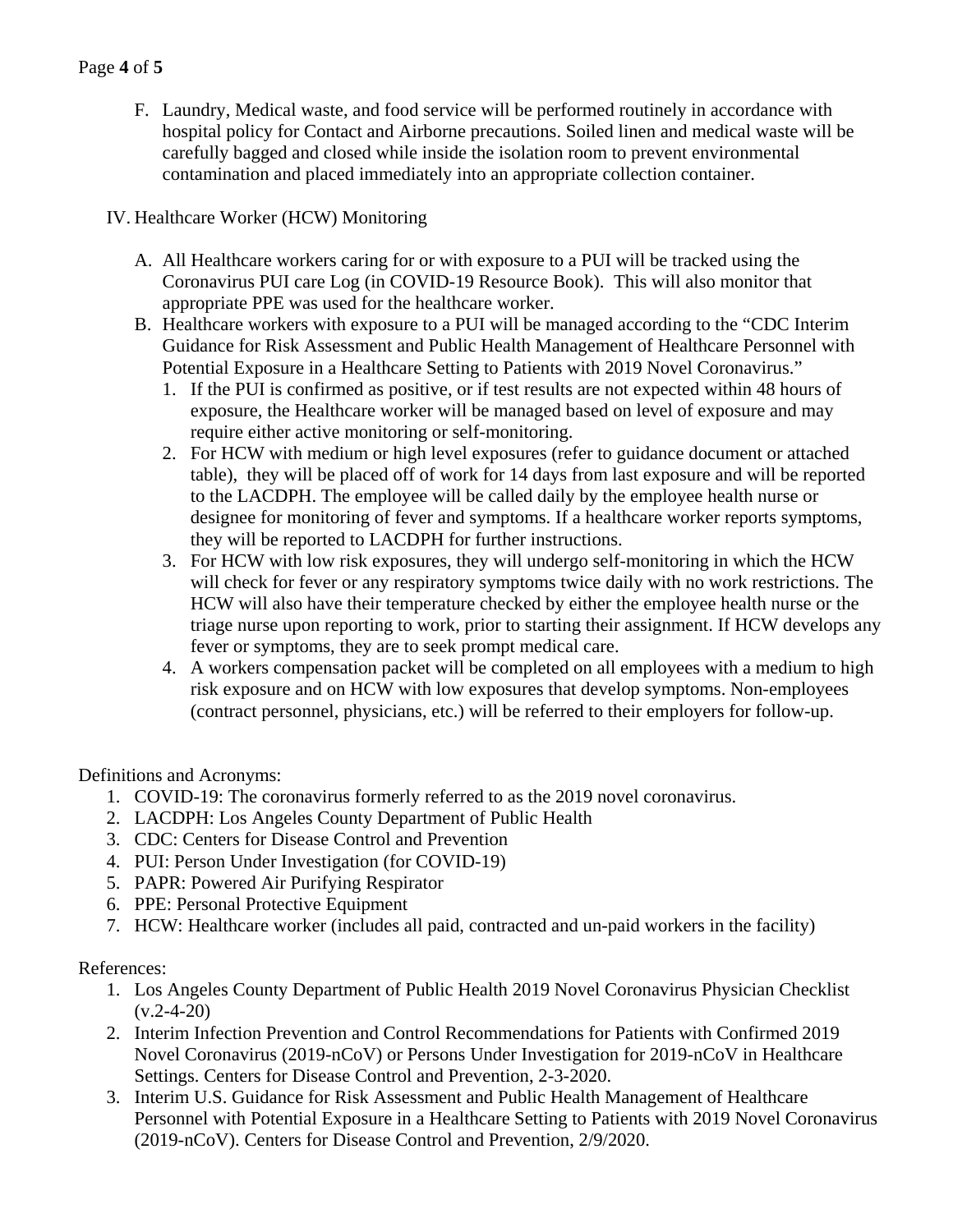F. Laundry, Medical waste, and food service will be performed routinely in accordance with hospital policy for Contact and Airborne precautions. Soiled linen and medical waste will be carefully bagged and closed while inside the isolation room to prevent environmental contamination and placed immediately into an appropriate collection container.

IV. Healthcare Worker (HCW) Monitoring

A. All Healthcare workers caring for or with exposure to a PUI will be tracked using the Coronavirus PUI care Log (in COVID-19 Resource Book). This will also monitor that appropriate PPE was used for the healthcare worker.

B. Healthcare workers with exposure to a PUI will be managed according to the "CDC Interim Guidance for Risk Assessment and Public Health Management of Healthcare Personnel with Potential Exposure in a Healthcare Setting to Patients with 2019 Novel Coronavirus."

1. If the PUI is confirmed as positive, or if test results are not expected within 48 hours of exposure, the Healthcare worker will be managed based on level of exposure and may require either active monitoring or self-monitoring.
2. For HCW with medium or high level exposures (refer to guidance document or attached table), they will be placed off of work for 14 days from last exposure and will be reported to the LACDPH. The employee will be called daily by the employee health nurse or designee for monitoring of fever and symptoms. If a healthcare worker reports symptoms, they will be reported to LACDPH for further instructions.
3. For HCW with low risk exposures, they will undergo self-monitoring in which the HCW will check for fever or any respiratory symptoms twice daily with no work restrictions. The HCW will also have their temperature checked by either the employee health nurse or the triage nurse upon reporting to work, prior to starting their assignment. If HCW develops any fever or symptoms, they are to seek prompt medical care.
4. A workers compensation packet will be completed on all employees with a medium to high risk exposure and on HCW with low exposures that develop symptoms. Non-employees (contract personnel, physicians, etc.) will be referred to their employers for follow-up.

Definitions and Acronyms:

1. COVID-19: The coronavirus formerly referred to as the 2019 novel coronavirus.
2. LACDPH: Los Angeles County Department of Public Health
3. CDC: Centers for Disease Control and Prevention
4. PUI: Person Under Investigation (for COVID-19)
5. PAPR: Powered Air Purifying Respirator
6. PPE: Personal Protective Equipment
7. HCW: Healthcare worker (includes all paid, contracted and un-paid workers in the facility)

References:

1. Los Angeles County Department of Public Health 2019 Novel Coronavirus Physician Checklist (v.2-4-20)
2. Interim Infection Prevention and Control Recommendations for Patients with Confirmed 2019 Novel Coronavirus (2019-nCoV) or Persons Under Investigation for 2019-nCoV in Healthcare Settings. Centers for Disease Control and Prevention, 2-3-2020.
3. Interim U.S. Guidance for Risk Assessment and Public Health Management of Healthcare Personnel with Potential Exposure in a Healthcare Setting to Patients with 2019 Novel Coronavirus (2019-nCoV). Centers for Disease Control and Prevention, 2/9/2020.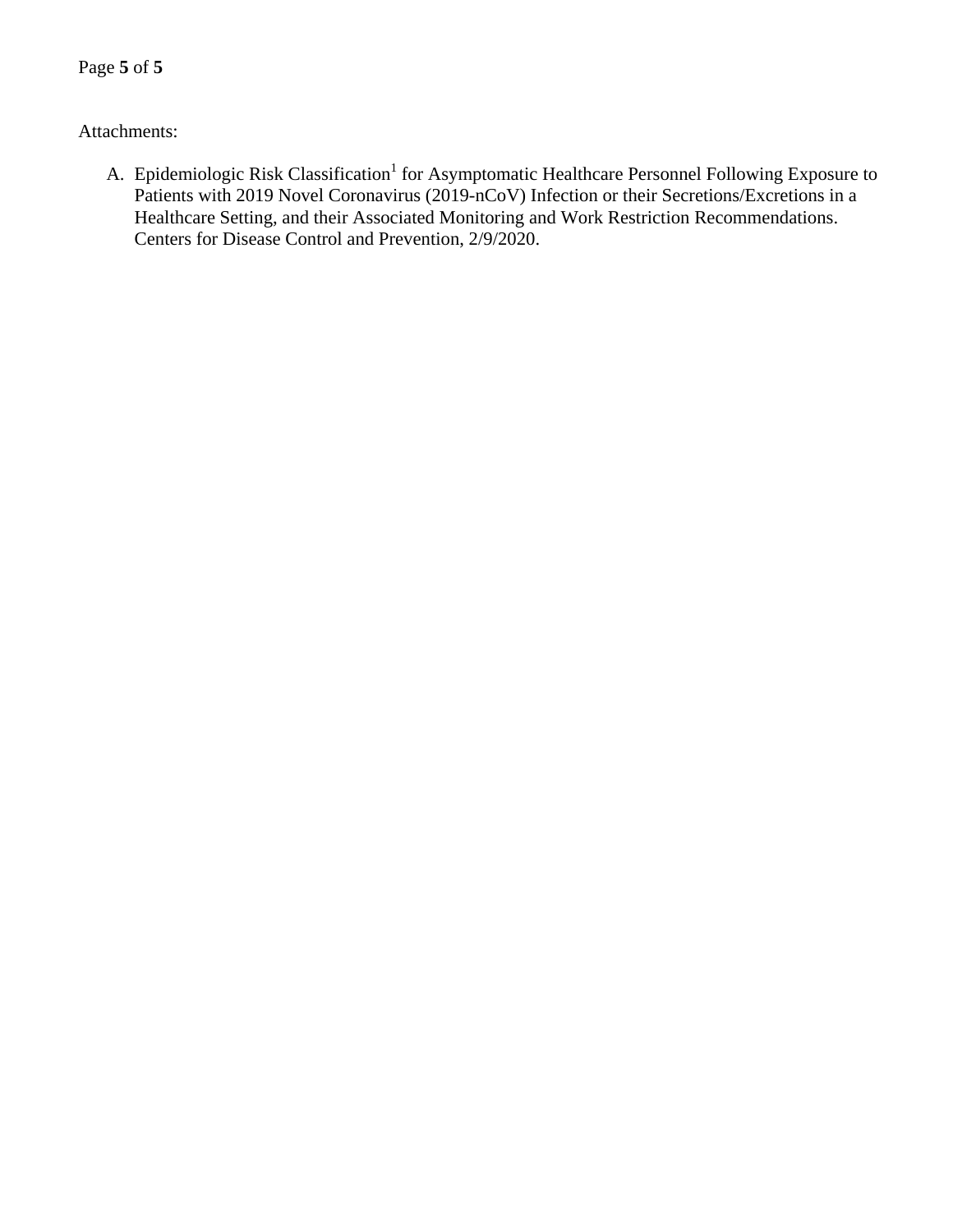Attachments:

A. Epidemiologic Risk Classification[1] for Asymptomatic Healthcare Personnel Following Exposure to Patients with 2019 Novel Coronavirus (2019-nCoV) Infection or their Secretions/Excretions in a Healthcare Setting, and their Associated Monitoring and Work Restriction Recommendations. Centers for Disease Control and Prevention, 2/9/2020.